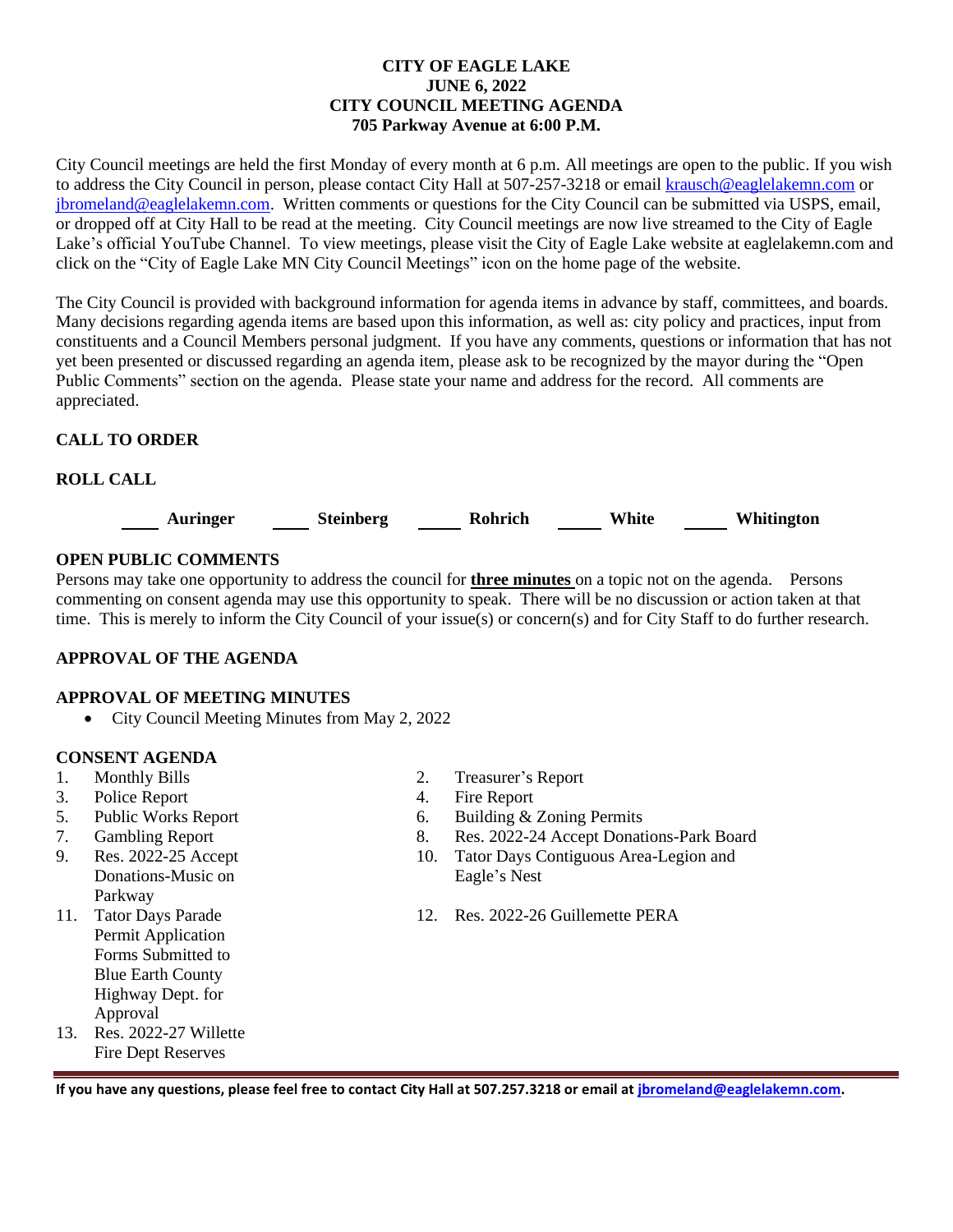**CITY OF EAGLE LAKE**
**JUNE 6, 2022**
**CITY COUNCIL MEETING AGENDA**
**705 Parkway Avenue at 6:00 P.M.**

City Council meetings are held the first Monday of every month at 6 p.m. All meetings are open to the public. If you wish to address the City Council in person, please contact City Hall at 507-257-3218 or email krausch@eaglelakemn.com or jbromeland@eaglelakemn.com. Written comments or questions for the City Council can be submitted via USPS, email, or dropped off at City Hall to be read at the meeting. City Council meetings are now live streamed to the City of Eagle Lake's official YouTube Channel. To view meetings, please visit the City of Eagle Lake website at eaglelakemn.com and click on the "City of Eagle Lake MN City Council Meetings" icon on the home page of the website.

The City Council is provided with background information for agenda items in advance by staff, committees, and boards. Many decisions regarding agenda items are based upon this information, as well as: city policy and practices, input from constituents and a Council Members personal judgment. If you have any comments, questions or information that has not yet been presented or discussed regarding an agenda item, please ask to be recognized by the mayor during the "Open Public Comments" section on the agenda. Please state your name and address for the record. All comments are appreciated.

**CALL TO ORDER**

**ROLL CALL**

____ **Auringer** ____ **Steinberg** ____ **Rohrich** ____ **White** ____ **Whitington**

**OPEN PUBLIC COMMENTS**

Persons may take one opportunity to address the council for **three minutes** on a topic not on the agenda. Persons commenting on consent agenda may use this opportunity to speak. There will be no discussion or action taken at that time. This is merely to inform the City Council of your issue(s) or concern(s) and for City Staff to do further research.

**APPROVAL OF THE AGENDA**

**APPROVAL OF MEETING MINUTES**

- City Council Meeting Minutes from May 2, 2022

**CONSENT AGENDA**

1. Monthly Bills
2. Treasurer's Report
3. Police Report
4. Fire Report
5. Public Works Report
6. Building & Zoning Permits
7. Gambling Report
8. Res. 2022-24 Accept Donations-Park Board
9. Res. 2022-25 Accept Donations-Music on Parkway
10. Tator Days Contiguous Area-Legion and Eagle's Nest
11. Tator Days Parade Permit Application Forms Submitted to Blue Earth County Highway Dept. for Approval
12. Res. 2022-26 Guillemette PERA
13. Res. 2022-27 Willette Fire Dept Reserves

**If you have any questions, please feel free to contact City Hall at 507.257.3218 or email at jbromeland@eaglelakemn.com.**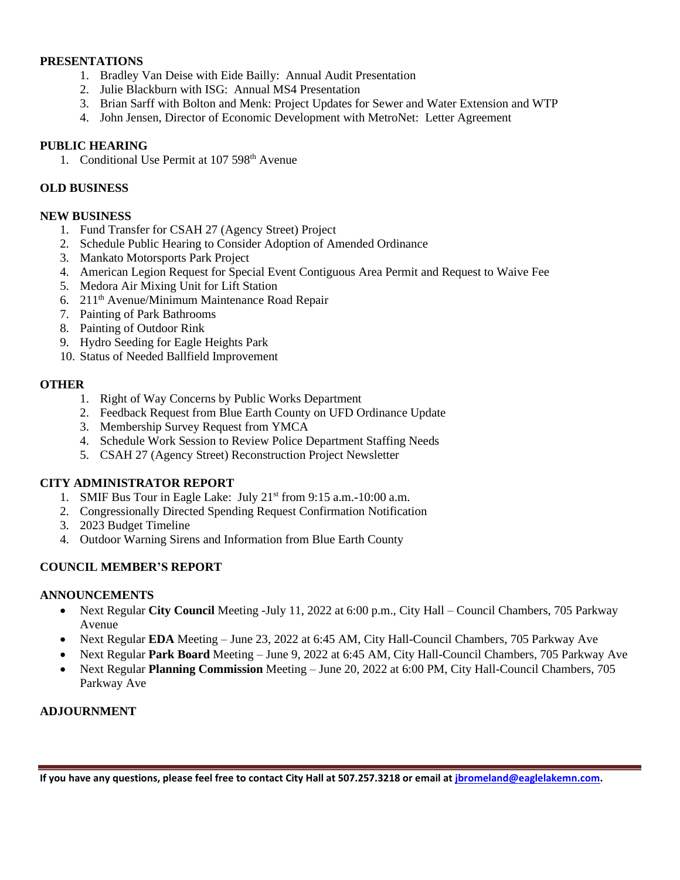**PRESENTATIONS**

1. Bradley Van Deise with Eide Bailly: Annual Audit Presentation
2. Julie Blackburn with ISG: Annual MS4 Presentation
3. Brian Sarff with Bolton and Menk: Project Updates for Sewer and Water Extension and WTP
4. John Jensen, Director of Economic Development with MetroNet: Letter Agreement

**PUBLIC HEARING**

1. Conditional Use Permit at 107 598th Avenue

**OLD BUSINESS**

**NEW BUSINESS**

1. Fund Transfer for CSAH 27 (Agency Street) Project
2. Schedule Public Hearing to Consider Adoption of Amended Ordinance
3. Mankato Motorsports Park Project
4. American Legion Request for Special Event Contiguous Area Permit and Request to Waive Fee
5. Medora Air Mixing Unit for Lift Station
6. 211th Avenue/Minimum Maintenance Road Repair
7. Painting of Park Bathrooms
8. Painting of Outdoor Rink
9. Hydro Seeding for Eagle Heights Park
10. Status of Needed Ballfield Improvement

**OTHER**

1. Right of Way Concerns by Public Works Department
2. Feedback Request from Blue Earth County on UFD Ordinance Update
3. Membership Survey Request from YMCA
4. Schedule Work Session to Review Police Department Staffing Needs
5. CSAH 27 (Agency Street) Reconstruction Project Newsletter

**CITY ADMINISTRATOR REPORT**

1. SMIF Bus Tour in Eagle Lake: July 21st from 9:15 a.m.-10:00 a.m.
2. Congressionally Directed Spending Request Confirmation Notification
3. 2023 Budget Timeline
4. Outdoor Warning Sirens and Information from Blue Earth County

**COUNCIL MEMBER'S REPORT**

**ANNOUNCEMENTS**

- Next Regular **City Council** Meeting -July 11, 2022 at 6:00 p.m., City Hall – Council Chambers, 705 Parkway Avenue
- Next Regular **EDA** Meeting – June 23, 2022 at 6:45 AM, City Hall-Council Chambers, 705 Parkway Ave
- Next Regular **Park Board** Meeting – June 9, 2022 at 6:45 AM, City Hall-Council Chambers, 705 Parkway Ave
- Next Regular **Planning Commission** Meeting – June 20, 2022 at 6:00 PM, City Hall-Council Chambers, 705 Parkway Ave

**ADJOURNMENT**

**If you have any questions, please feel free to contact City Hall at 507.257.3218 or email at jbromeland@eaglelakemn.com.**